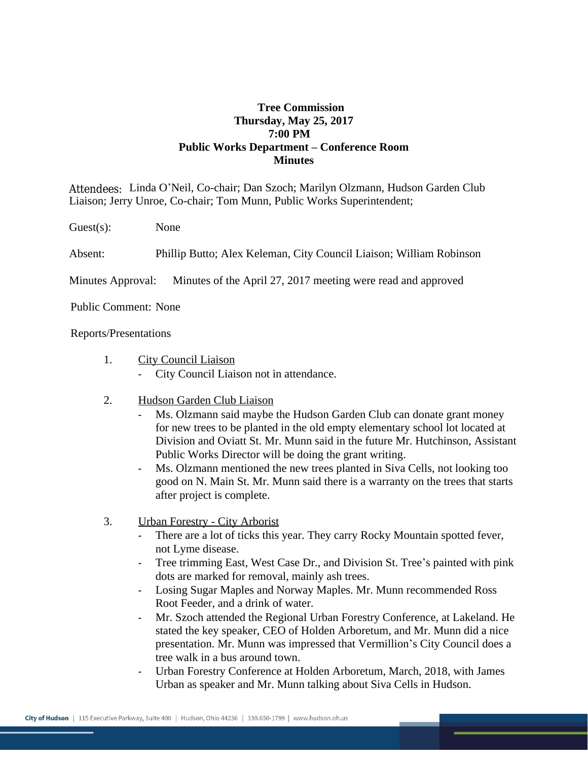**Tree Commission**
**Thursday, May 25, 2017**
**7:00 PM**
**Public Works Department – Conference Room**
**Minutes**

Attendees: Linda O'Neil, Co-chair; Dan Szoch; Marilyn Olzmann, Hudson Garden Club Liaison; Jerry Unroe, Co-chair; Tom Munn, Public Works Superintendent;

Guest(s): None

Absent: Phillip Butto; Alex Keleman, City Council Liaison; William Robinson

Minutes Approval: Minutes of the April 27, 2017 meeting were read and approved

Public Comment: None

Reports/Presentations

1. <u>City Council Liaison</u>
   - City Council Liaison not in attendance.

2. <u>Hudson Garden Club Liaison</u>
   - Ms. Olzmann said maybe the Hudson Garden Club can donate grant money for new trees to be planted in the old empty elementary school lot located at Division and Oviatt St. Mr. Munn said in the future Mr. Hutchinson, Assistant Public Works Director will be doing the grant writing.
   - Ms. Olzmann mentioned the new trees planted in Siva Cells, not looking too good on N. Main St. Mr. Munn said there is a warranty on the trees that starts after project is complete.

3. <u>Urban Forestry - City Arborist</u>
   - There are a lot of ticks this year. They carry Rocky Mountain spotted fever, not Lyme disease.
   - Tree trimming East, West Case Dr., and Division St. Tree's painted with pink dots are marked for removal, mainly ash trees.
   - Losing Sugar Maples and Norway Maples. Mr. Munn recommended Ross Root Feeder, and a drink of water.
   - Mr. Szoch attended the Regional Urban Forestry Conference, at Lakeland. He stated the key speaker, CEO of Holden Arboretum, and Mr. Munn did a nice presentation. Mr. Munn was impressed that Vermillion's City Council does a tree walk in a bus around town.
   - Urban Forestry Conference at Holden Arboretum, March, 2018, with James Urban as speaker and Mr. Munn talking about Siva Cells in Hudson.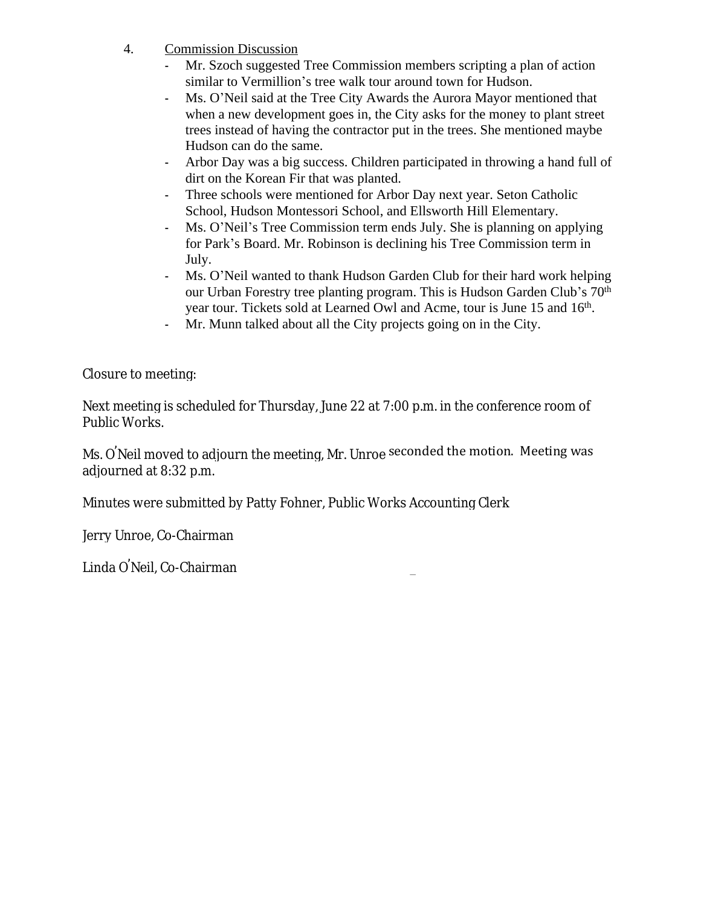4. <u>Commission Discussion</u>
   - Mr. Szoch suggested Tree Commission members scripting a plan of action similar to Vermillion's tree walk tour around town for Hudson.
   - Ms. O'Neil said at the Tree City Awards the Aurora Mayor mentioned that when a new development goes in, the City asks for the money to plant street trees instead of having the contractor put in the trees. She mentioned maybe Hudson can do the same.
   - Arbor Day was a big success. Children participated in throwing a hand full of dirt on the Korean Fir that was planted.
   - Three schools were mentioned for Arbor Day next year. Seton Catholic School, Hudson Montessori School, and Ellsworth Hill Elementary.
   - Ms. O'Neil's Tree Commission term ends July. She is planning on applying for Park's Board. Mr. Robinson is declining his Tree Commission term in July.
   - Ms. O'Neil wanted to thank Hudson Garden Club for their hard work helping our Urban Forestry tree planting program. This is Hudson Garden Club's 70th year tour. Tickets sold at Learned Owl and Acme, tour is June 15 and 16th.
   - Mr. Munn talked about all the City projects going on in the City.

Closure to meeting:

Next meeting is scheduled for Thursday, June 22 at 7:00 p.m. in the conference room of Public Works.

Ms. O'Neil moved to adjourn the meeting, Mr. Unroe seconded the motion. Meeting was adjourned at 8:32 p.m.

Minutes were submitted by Patty Fohner, Public Works Accounting Clerk

Jerry Unroe, Co-Chairman

Linda O'Neil, Co-Chairman